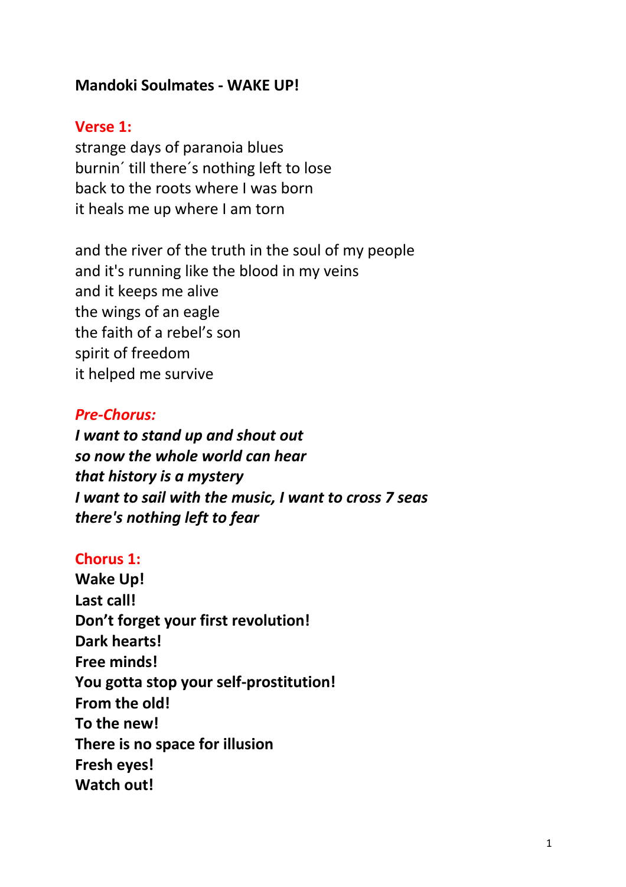**Mandoki Soulmates - WAKE UP!**

**Verse 1:**

strange days of paranoia blues
burnin´ till there´s nothing left to lose
back to the roots where I was born
it heals me up where I am torn

and the river of the truth in the soul of my people
and it's running like the blood in my veins
and it keeps me alive
the wings of an eagle
the faith of a rebel's son
spirit of freedom
it helped me survive

***Pre-Chorus:***

***I want to stand up and shout out***
***so now the whole world can hear***
***that history is a mystery***
***I want to sail with the music, I want to cross 7 seas***
***there's nothing left to fear***

**Chorus 1:**

**Wake Up!**
**Last call!**
**Don't forget your first revolution!**
**Dark hearts!**
**Free minds!**
**You gotta stop your self-prostitution!**
**From the old!**
**To the new!**
**There is no space for illusion**
**Fresh eyes!**
**Watch out!**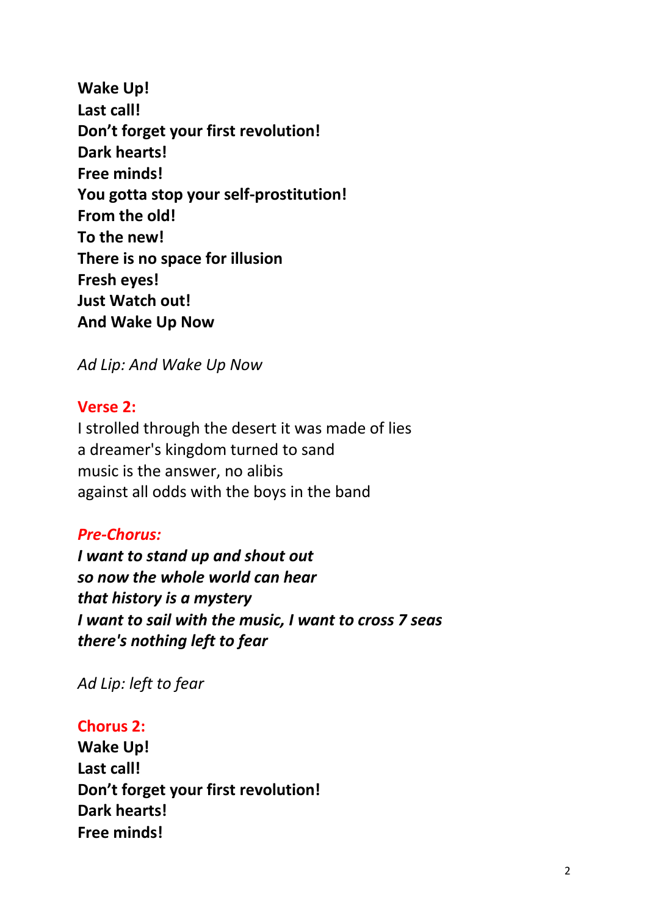**Wake Up!**
**Last call!**
**Don’t forget your first revolution!**
**Dark hearts!**
**Free minds!**
**You gotta stop your self-prostitution!**
**From the old!**
**To the new!**
**There is no space for illusion**
**Fresh eyes!**
**Just Watch out!**
**And Wake Up Now**

*Ad Lip: And Wake Up Now*

**Verse 2:**
I strolled through the desert it was made of lies
a dreamer's kingdom turned to sand
music is the answer, no alibis
against all odds with the boys in the band

***Pre-Chorus:***
***I want to stand up and shout out***
***so now the whole world can hear***
***that history is a mystery***
***I want to sail with the music, I want to cross 7 seas***
***there's nothing left to fear***

*Ad Lip: left to fear*

**Chorus 2:**
**Wake Up!**
**Last call!**
**Don’t forget your first revolution!**
**Dark hearts!**
**Free minds!**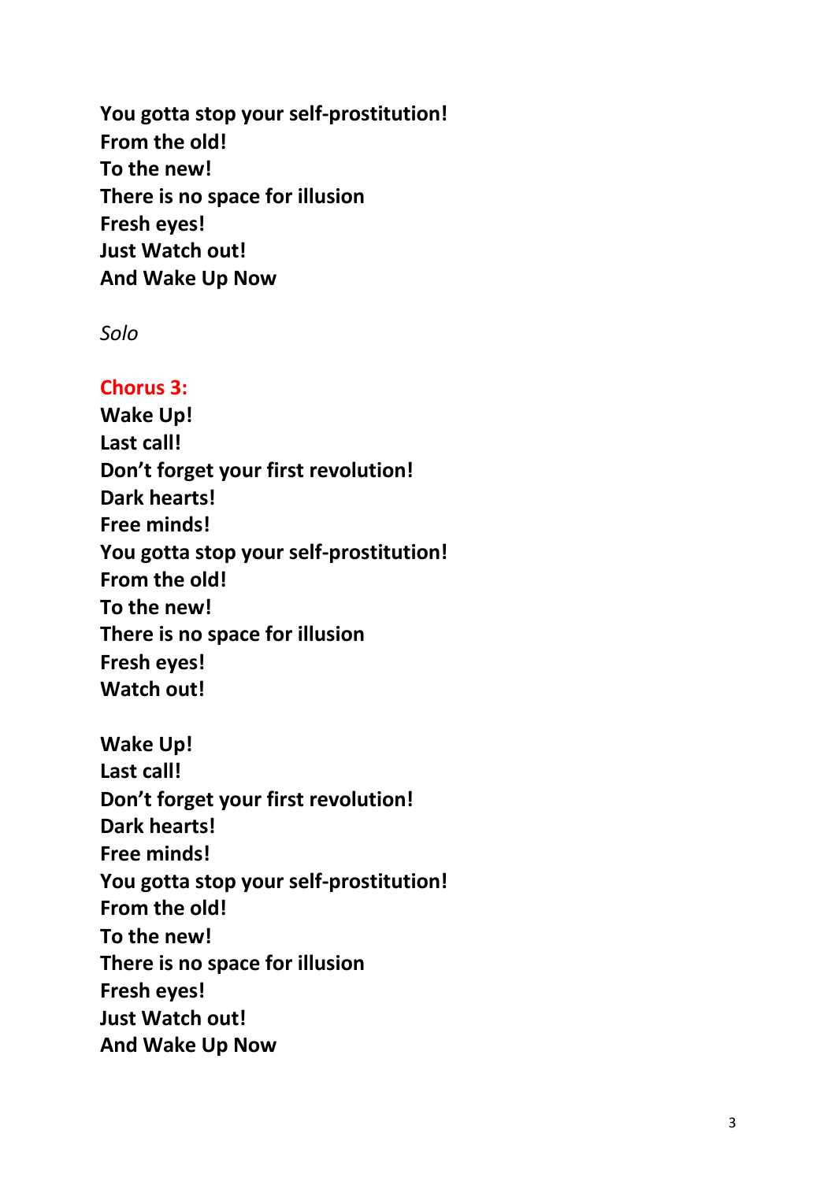**You gotta stop your self-prostitution!**
**From the old!**
**To the new!**
**There is no space for illusion**
**Fresh eyes!**
**Just Watch out!**
**And Wake Up Now**

*Solo*

**Chorus 3:**
**Wake Up!**
**Last call!**
**Don't forget your first revolution!**
**Dark hearts!**
**Free minds!**
**You gotta stop your self-prostitution!**
**From the old!**
**To the new!**
**There is no space for illusion**
**Fresh eyes!**
**Watch out!**

**Wake Up!**
**Last call!**
**Don't forget your first revolution!**
**Dark hearts!**
**Free minds!**
**You gotta stop your self-prostitution!**
**From the old!**
**To the new!**
**There is no space for illusion**
**Fresh eyes!**
**Just Watch out!**
**And Wake Up Now**